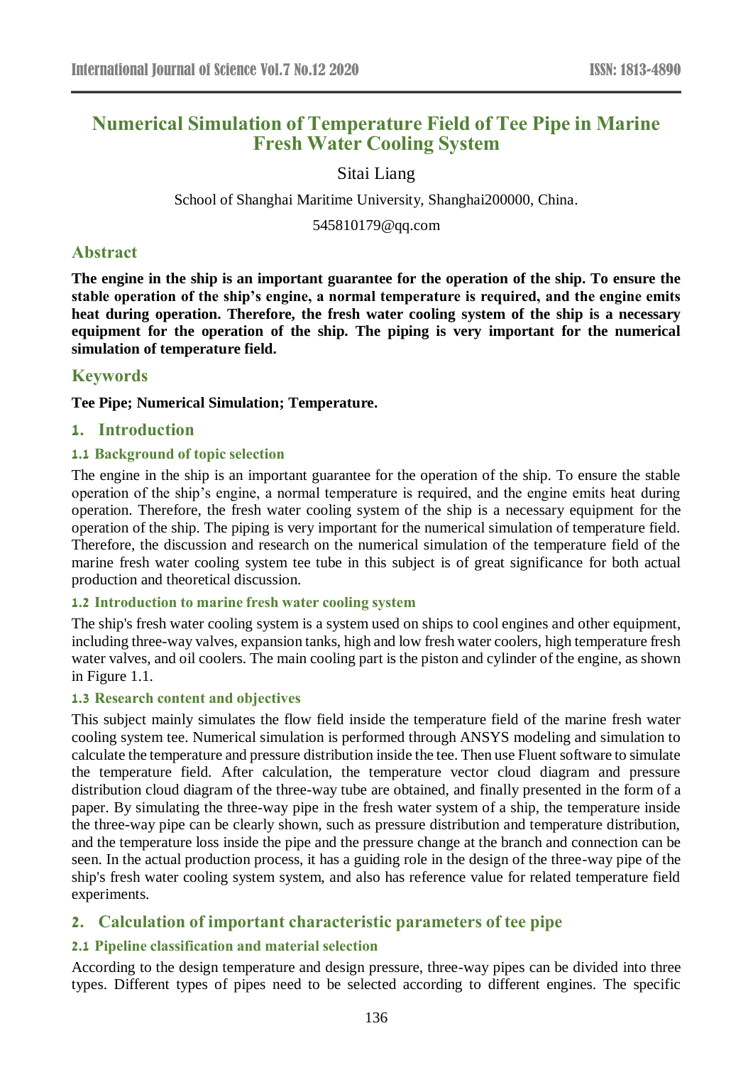# Numerical Simulation of Temperature Field of Tee Pipe in Marine Fresh Water Cooling System

Sitai Liang

School of Shanghai Maritime University, Shanghai200000, China.

545810179@qq.com

## Abstract

**The engine in the ship is an important guarantee for the operation of the ship. To ensure the stable operation of the ship's engine, a normal temperature is required, and the engine emits heat during operation. Therefore, the fresh water cooling system of the ship is a necessary equipment for the operation of the ship. The piping is very important for the numerical simulation of temperature field.**

## Keywords

**Tee Pipe; Numerical Simulation; Temperature.**

## 1. Introduction

### 1.1 Background of topic selection

The engine in the ship is an important guarantee for the operation of the ship. To ensure the stable operation of the ship's engine, a normal temperature is required, and the engine emits heat during operation. Therefore, the fresh water cooling system of the ship is a necessary equipment for the operation of the ship. The piping is very important for the numerical simulation of temperature field. Therefore, the discussion and research on the numerical simulation of the temperature field of the marine fresh water cooling system tee tube in this subject is of great significance for both actual production and theoretical discussion.

### 1.2 Introduction to marine fresh water cooling system

The ship's fresh water cooling system is a system used on ships to cool engines and other equipment, including three-way valves, expansion tanks, high and low fresh water coolers, high temperature fresh water valves, and oil coolers. The main cooling part is the piston and cylinder of the engine, as shown in Figure 1.1.

### 1.3 Research content and objectives

This subject mainly simulates the flow field inside the temperature field of the marine fresh water cooling system tee. Numerical simulation is performed through ANSYS modeling and simulation to calculate the temperature and pressure distribution inside the tee. Then use Fluent software to simulate the temperature field. After calculation, the temperature vector cloud diagram and pressure distribution cloud diagram of the three-way tube are obtained, and finally presented in the form of a paper. By simulating the three-way pipe in the fresh water system of a ship, the temperature inside the three-way pipe can be clearly shown, such as pressure distribution and temperature distribution, and the temperature loss inside the pipe and the pressure change at the branch and connection can be seen. In the actual production process, it has a guiding role in the design of the three-way pipe of the ship's fresh water cooling system system, and also has reference value for related temperature field experiments.

## 2. Calculation of important characteristic parameters of tee pipe

### 2.1 Pipeline classification and material selection

According to the design temperature and design pressure, three-way pipes can be divided into three types. Different types of pipes need to be selected according to different engines. The specific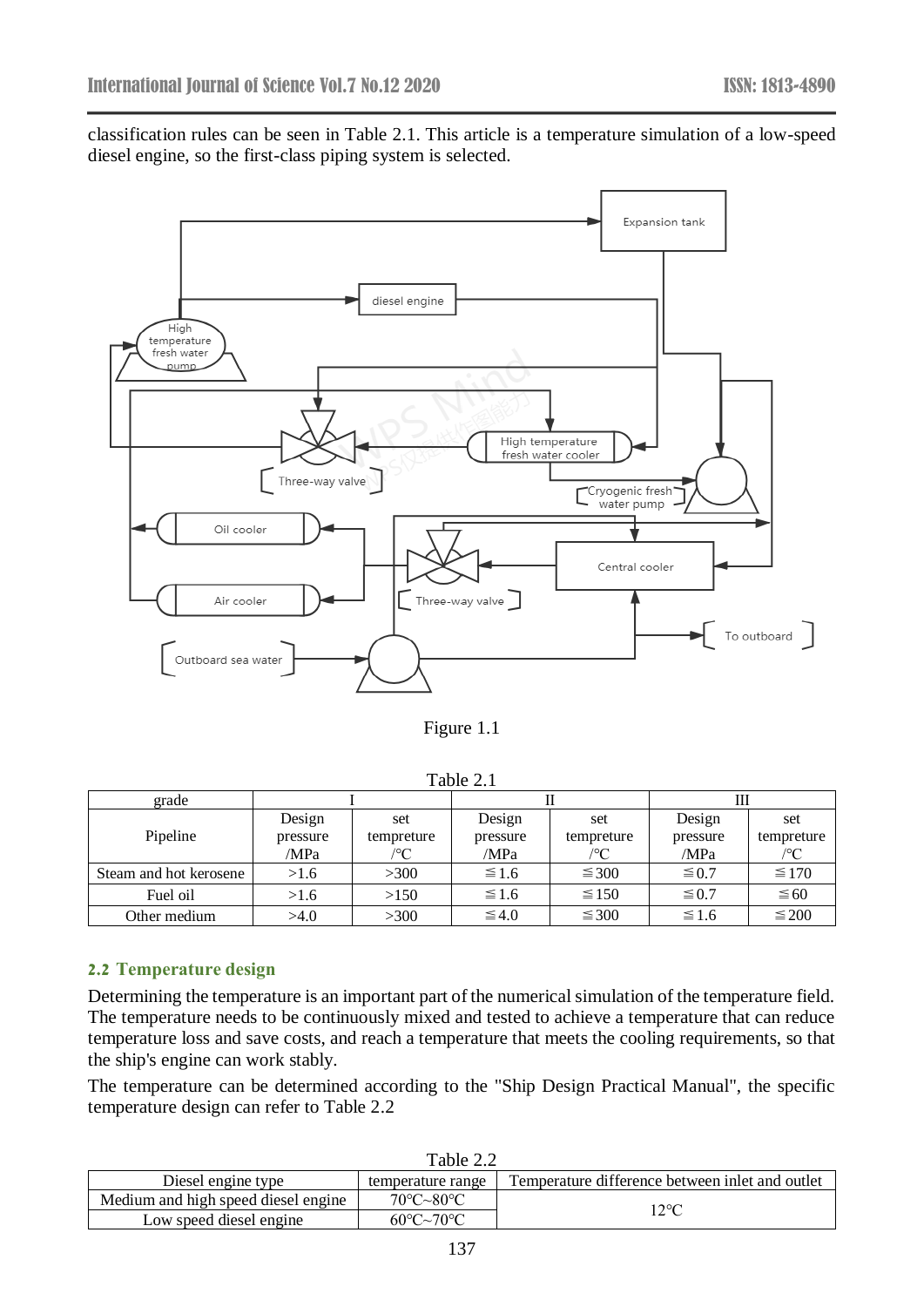classification rules can be seen in Table 2.1. This article is a temperature simulation of a low-speed diesel engine, so the first-class piping system is selected.

Figure 1.1

Table 2.1

| grade | I | | II | | III | |
|---|---|---|---|---|---|---|
| Pipeline | Design pressure /MPa | set tempreture /℃ | Design pressure /MPa | set tempreture /℃ | Design pressure /MPa | set tempreture /℃ |
| Steam and hot kerosene | >1.6 | >300 | ≦1.6 | ≦300 | ≦0.7 | ≦170 |
| Fuel oil | >1.6 | >150 | ≦1.6 | ≦150 | ≦0.7 | ≦60 |
| Other medium | >4.0 | >300 | ≦4.0 | ≦300 | ≦1.6 | ≦200 |

## 2.2 Temperature design

Determining the temperature is an important part of the numerical simulation of the temperature field. The temperature needs to be continuously mixed and tested to achieve a temperature that can reduce temperature loss and save costs, and reach a temperature that meets the cooling requirements, so that the ship's engine can work stably.

The temperature can be determined according to the "Ship Design Practical Manual", the specific temperature design can refer to Table 2.2

Table 2.2

| Diesel engine type | temperature range | Temperature difference between inlet and outlet |
|---|---|---|
| Medium and high speed diesel engine | 70℃~80℃ | 12℃ |
| Low speed diesel engine | 60℃~70℃ | |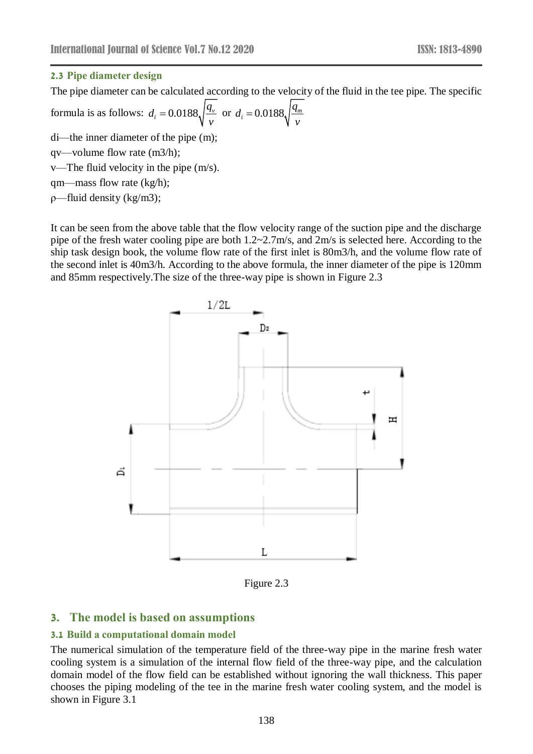### 2.3 Pipe diameter design

The pipe diameter can be calculated according to the velocity of the fluid in the tee pipe. The specific formula is as follows: $d_i = 0.0188\sqrt{\frac{q_v}{v}}$ or $d_i = 0.0188\sqrt{\frac{q_m}{v}}$

di—the inner diameter of the pipe (m);

qv—volume flow rate (m3/h);

v—The fluid velocity in the pipe (m/s).

qm—mass flow rate (kg/h);

ρ—fluid density (kg/m3);

It can be seen from the above table that the flow velocity range of the suction pipe and the discharge pipe of the fresh water cooling pipe are both 1.2~2.7m/s, and 2m/s is selected here. According to the ship task design book, the volume flow rate of the first inlet is 80m3/h, and the volume flow rate of the second inlet is 40m3/h. According to the above formula, the inner diameter of the pipe is 120mm and 85mm respectively.The size of the three-way pipe is shown in Figure 2.3

Figure 2.3

## 3. The model is based on assumptions

### 3.1 Build a computational domain model

The numerical simulation of the temperature field of the three-way pipe in the marine fresh water cooling system is a simulation of the internal flow field of the three-way pipe, and the calculation domain model of the flow field can be established without ignoring the wall thickness. This paper chooses the piping modeling of the tee in the marine fresh water cooling system, and the model is shown in Figure 3.1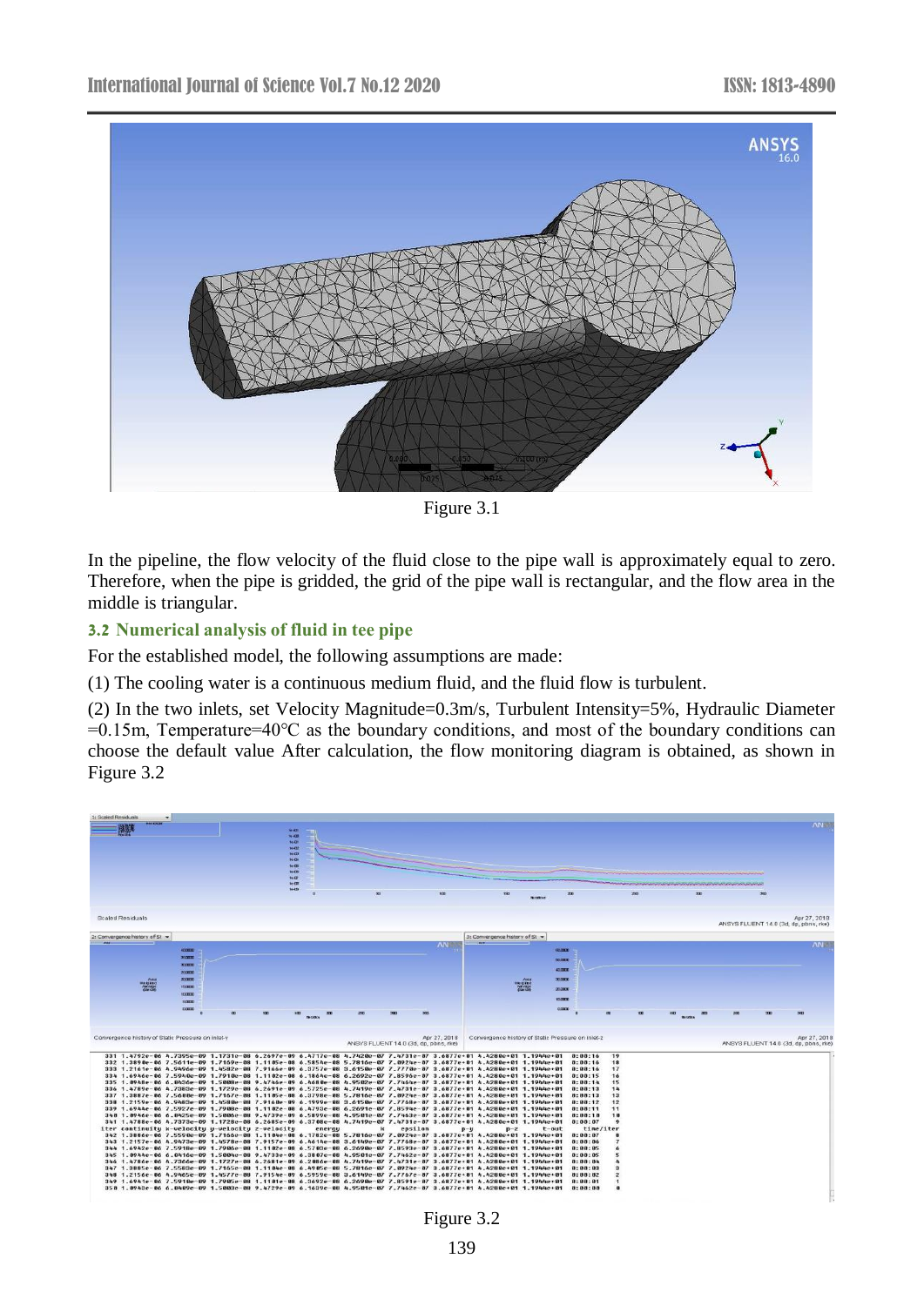Figure 3.1

In the pipeline, the flow velocity of the fluid close to the pipe wall is approximately equal to zero. Therefore, when the pipe is gridded, the grid of the pipe wall is rectangular, and the flow area in the middle is triangular.

### 3.2 Numerical analysis of fluid in tee pipe

For the established model, the following assumptions are made:

(1) The cooling water is a continuous medium fluid, and the fluid flow is turbulent.

(2) In the two inlets, set Velocity Magnitude=0.3m/s, Turbulent Intensity=5%, Hydraulic Diameter =0.15m, Temperature=40℃ as the boundary conditions, and most of the boundary conditions can choose the default value After calculation, the flow monitoring diagram is obtained, as shown in Figure 3.2

Figure 3.2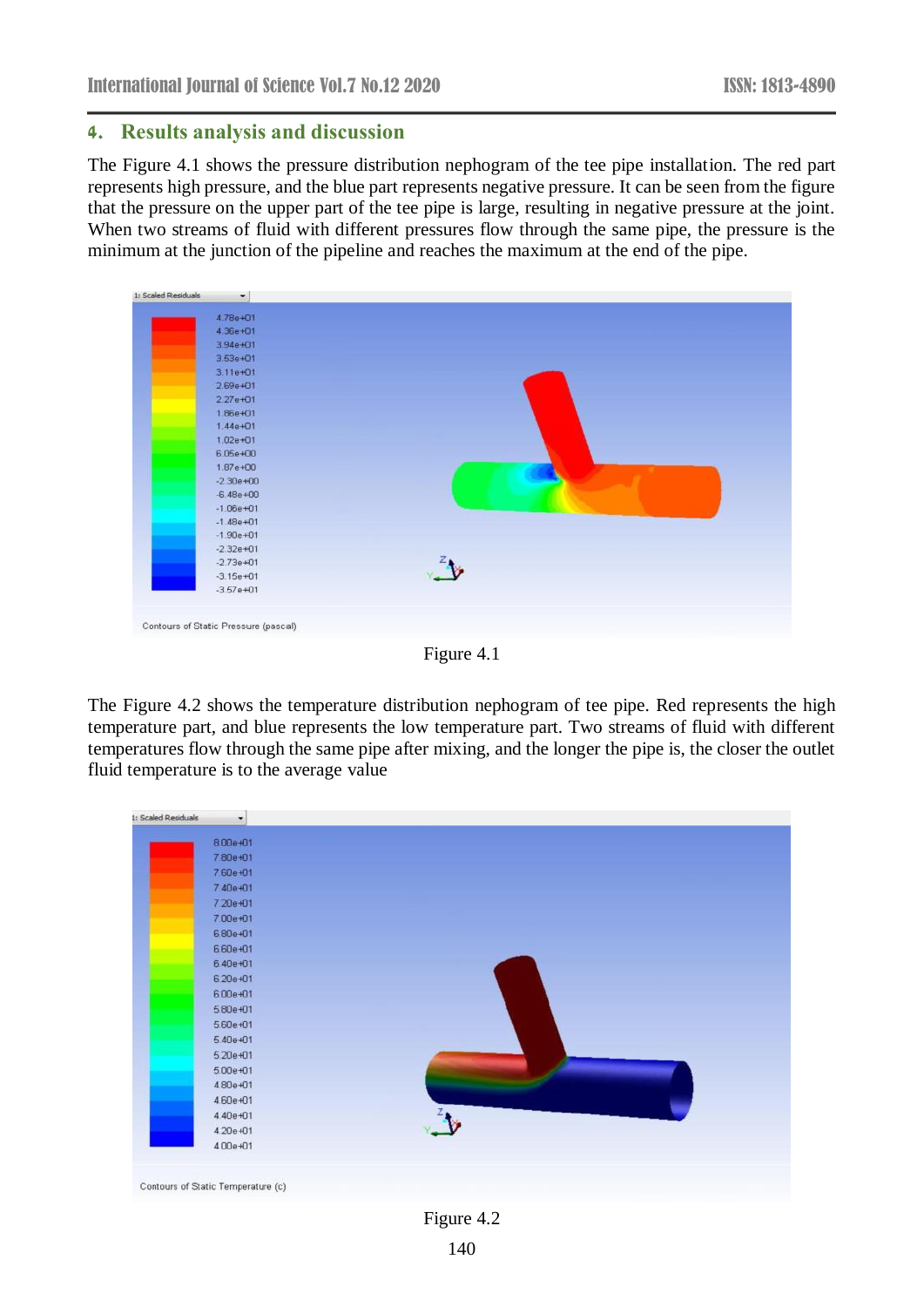## 4. Results analysis and discussion

The Figure 4.1 shows the pressure distribution nephogram of the tee pipe installation. The red part represents high pressure, and the blue part represents negative pressure. It can be seen from the figure that the pressure on the upper part of the tee pipe is large, resulting in negative pressure at the joint. When two streams of fluid with different pressures flow through the same pipe, the pressure is the minimum at the junction of the pipeline and reaches the maximum at the end of the pipe.

Figure 4.1

The Figure 4.2 shows the temperature distribution nephogram of tee pipe. Red represents the high temperature part, and blue represents the low temperature part. Two streams of fluid with different temperatures flow through the same pipe after mixing, and the longer the pipe is, the closer the outlet fluid temperature is to the average value

Figure 4.2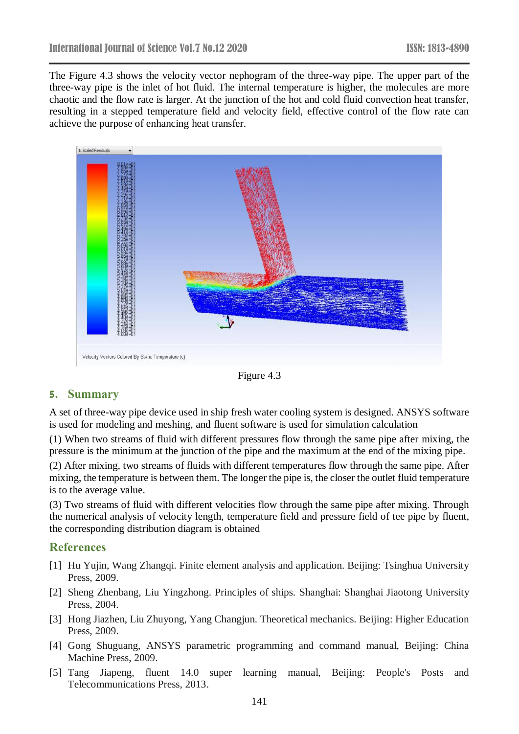The Figure 4.3 shows the velocity vector nephogram of the three-way pipe. The upper part of the three-way pipe is the inlet of hot fluid. The internal temperature is higher, the molecules are more chaotic and the flow rate is larger. At the junction of the hot and cold fluid convection heat transfer, resulting in a stepped temperature field and velocity field, effective control of the flow rate can achieve the purpose of enhancing heat transfer.

1: Scaled Residuals

Velocity Vectors Colored By Static Temperature (c)

Figure 4.3

## 5. Summary

A set of three-way pipe device used in ship fresh water cooling system is designed. ANSYS software is used for modeling and meshing, and fluent software is used for simulation calculation

(1) When two streams of fluid with different pressures flow through the same pipe after mixing, the pressure is the minimum at the junction of the pipe and the maximum at the end of the mixing pipe.

(2) After mixing, two streams of fluids with different temperatures flow through the same pipe. After mixing, the temperature is between them. The longer the pipe is, the closer the outlet fluid temperature is to the average value.

(3) Two streams of fluid with different velocities flow through the same pipe after mixing. Through the numerical analysis of velocity length, temperature field and pressure field of tee pipe by fluent, the corresponding distribution diagram is obtained

## References

[1] Hu Yujin, Wang Zhangqi. Finite element analysis and application. Beijing: Tsinghua University Press, 2009.

[2] Sheng Zhenbang, Liu Yingzhong. Principles of ships. Shanghai: Shanghai Jiaotong University Press, 2004.

[3] Hong Jiazhen, Liu Zhuyong, Yang Changjun. Theoretical mechanics. Beijing: Higher Education Press, 2009.

[4] Gong Shuguang, ANSYS parametric programming and command manual, Beijing: China Machine Press, 2009.

[5] Tang Jiapeng, fluent 14.0 super learning manual, Beijing: People's Posts and Telecommunications Press, 2013.